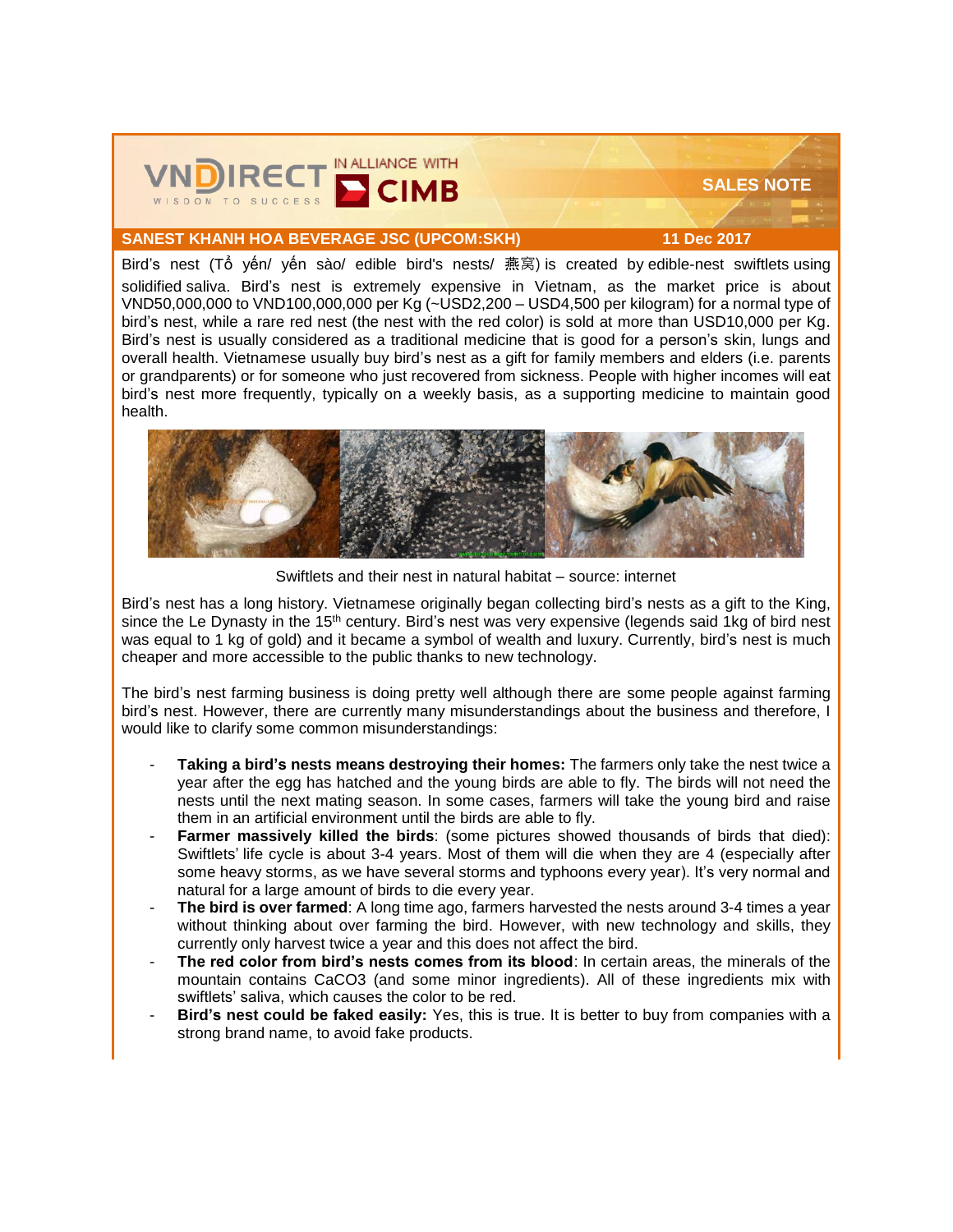SALES NOTE

**SANEST KHANH HOA BEVERAGE JSC (UPCOM:SKH)** — 11 Dec 2017

Bird's nest (Tổ yến/ yến sào/ edible bird's nests/ 燕窝) is created by edible-nest swiftlets using solidified saliva. Bird's nest is extremely expensive in Vietnam, as the market price is about VND50,000,000 to VND100,000,000 per Kg (~USD2,200 – USD4,500 per kilogram) for a normal type of bird's nest, while a rare red nest (the nest with the red color) is sold at more than USD10,000 per Kg. Bird's nest is usually considered as a traditional medicine that is good for a person's skin, lungs and overall health. Vietnamese usually buy bird's nest as a gift for family members and elders (i.e. parents or grandparents) or for someone who just recovered from sickness. People with higher incomes will eat bird's nest more frequently, typically on a weekly basis, as a supporting medicine to maintain good health.

Swiftlets and their nest in natural habitat – source: internet

Bird's nest has a long history. Vietnamese originally began collecting bird's nests as a gift to the King, since the Le Dynasty in the 15th century. Bird's nest was very expensive (legends said 1kg of bird nest was equal to 1 kg of gold) and it became a symbol of wealth and luxury. Currently, bird's nest is much cheaper and more accessible to the public thanks to new technology.

The bird's nest farming business is doing pretty well although there are some people against farming bird's nest. However, there are currently many misunderstandings about the business and therefore, I would like to clarify some common misunderstandings:

- **Taking a bird's nests means destroying their homes:** The farmers only take the nest twice a year after the egg has hatched and the young birds are able to fly. The birds will not need the nests until the next mating season. In some cases, farmers will take the young bird and raise them in an artificial environment until the birds are able to fly.
- **Farmer massively killed the birds**: (some pictures showed thousands of birds that died): Swiftlets' life cycle is about 3-4 years. Most of them will die when they are 4 (especially after some heavy storms, as we have several storms and typhoons every year). It's very normal and natural for a large amount of birds to die every year.
- **The bird is over farmed**: A long time ago, farmers harvested the nests around 3-4 times a year without thinking about over farming the bird. However, with new technology and skills, they currently only harvest twice a year and this does not affect the bird.
- **The red color from bird's nests comes from its blood**: In certain areas, the minerals of the mountain contains $CaCO_3$ (and some minor ingredients). All of these ingredients mix with swiftlets' saliva, which causes the color to be red.
- **Bird's nest could be faked easily:** Yes, this is true. It is better to buy from companies with a strong brand name, to avoid fake products.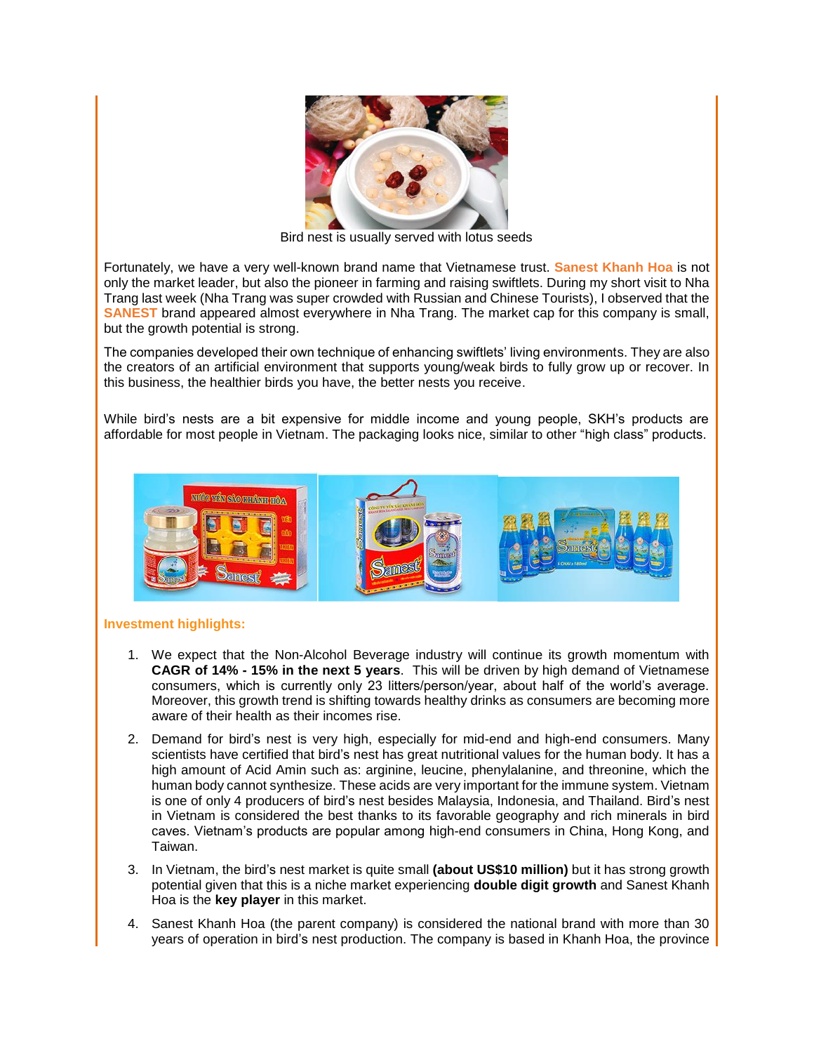Bird nest is usually served with lotus seeds

Fortunately, we have a very well-known brand name that Vietnamese trust. **Sanest Khanh Hoa** is not only the market leader, but also the pioneer in farming and raising swiftlets. During my short visit to Nha Trang last week (Nha Trang was super crowded with Russian and Chinese Tourists), I observed that the **SANEST** brand appeared almost everywhere in Nha Trang. The market cap for this company is small, but the growth potential is strong.

The companies developed their own technique of enhancing swiftlets' living environments. They are also the creators of an artificial environment that supports young/weak birds to fully grow up or recover. In this business, the healthier birds you have, the better nests you receive.

While bird's nests are a bit expensive for middle income and young people, SKH's products are affordable for most people in Vietnam. The packaging looks nice, similar to other "high class" products.

**Investment highlights:**

1. We expect that the Non-Alcohol Beverage industry will continue its growth momentum with **CAGR of 14% - 15% in the next 5 years**. This will be driven by high demand of Vietnamese consumers, which is currently only 23 litters/person/year, about half of the world's average. Moreover, this growth trend is shifting towards healthy drinks as consumers are becoming more aware of their health as their incomes rise.
2. Demand for bird's nest is very high, especially for mid-end and high-end consumers. Many scientists have certified that bird's nest has great nutritional values for the human body. It has a high amount of Acid Amin such as: arginine, leucine, phenylalanine, and threonine, which the human body cannot synthesize. These acids are very important for the immune system. Vietnam is one of only 4 producers of bird's nest besides Malaysia, Indonesia, and Thailand. Bird's nest in Vietnam is considered the best thanks to its favorable geography and rich minerals in bird caves. Vietnam's products are popular among high-end consumers in China, Hong Kong, and Taiwan.
3. In Vietnam, the bird's nest market is quite small **(about US$10 million)** but it has strong growth potential given that this is a niche market experiencing **double digit growth** and Sanest Khanh Hoa is the **key player** in this market.
4. Sanest Khanh Hoa (the parent company) is considered the national brand with more than 30 years of operation in bird's nest production. The company is based in Khanh Hoa, the province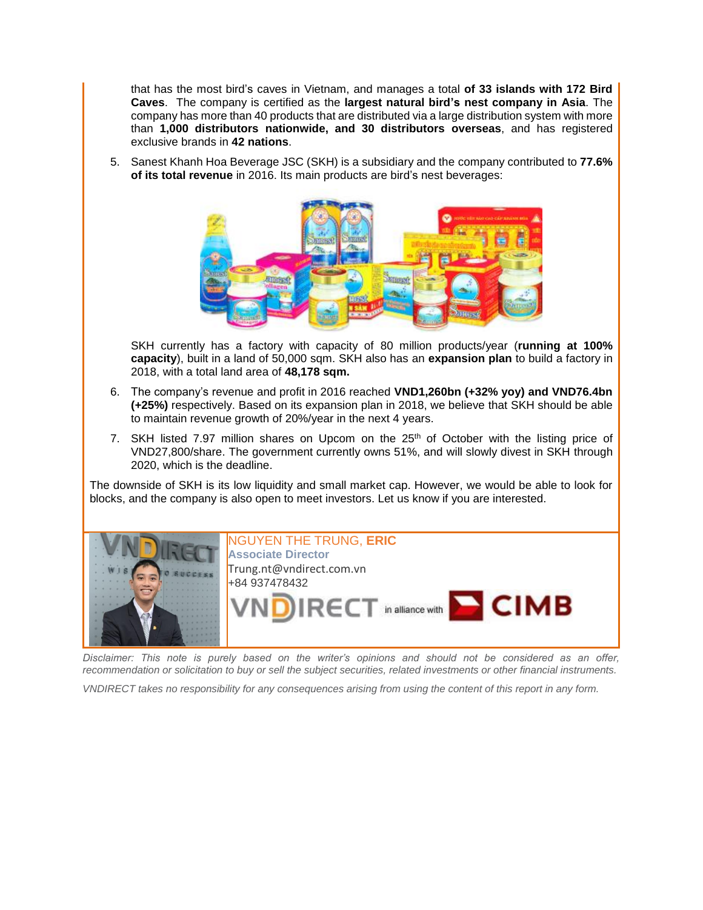that has the most bird's caves in Vietnam, and manages a total **of 33 islands with 172 Bird Caves**. The company is certified as the **largest natural bird's nest company in Asia**. The company has more than 40 products that are distributed via a large distribution system with more than **1,000 distributors nationwide, and 30 distributors overseas**, and has registered exclusive brands in **42 nations**.

5. Sanest Khanh Hoa Beverage JSC (SKH) is a subsidiary and the company contributed to **77.6% of its total revenue** in 2016. Its main products are bird's nest beverages:

   SKH currently has a factory with capacity of 80 million products/year (**running at 100% capacity**), built in a land of 50,000 sqm. SKH also has an **expansion plan** to build a factory in 2018, with a total land area of **48,178 sqm.**

6. The company's revenue and profit in 2016 reached **VND1,260bn (+32% yoy) and VND76.4bn (+25%)** respectively. Based on its expansion plan in 2018, we believe that SKH should be able to maintain revenue growth of 20%/year in the next 4 years.

7. SKH listed 7.97 million shares on Upcom on the 25th of October with the listing price of VND27,800/share. The government currently owns 51%, and will slowly divest in SKH through 2020, which is the deadline.

The downside of SKH is its low liquidity and small market cap. However, we would be able to look for blocks, and the company is also open to meet investors. Let us know if you are interested.

NGUYEN THE TRUNG, **ERIC**
**Associate Director**
Trung.nt@vndirect.com.vn
+84 937478432

VNDIRECT in alliance with CIMB

*Disclaimer: This note is purely based on the writer's opinions and should not be considered as an offer, recommendation or solicitation to buy or sell the subject securities, related investments or other financial instruments.*

*VNDIRECT takes no responsibility for any consequences arising from using the content of this report in any form.*